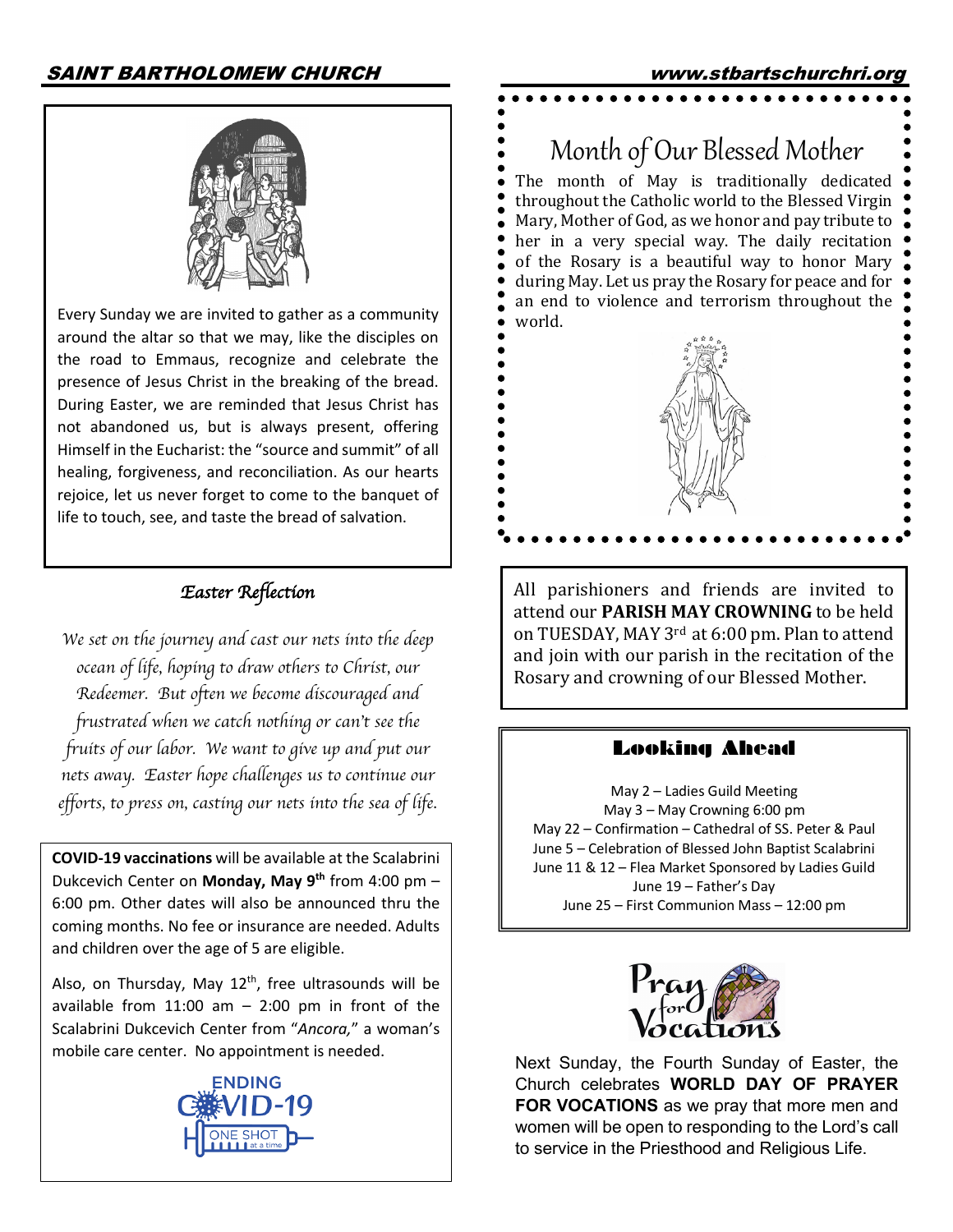Every Sunday we are invited to gather as a community around the altar so that we may, like the disciples on the road to Emmaus, recognize and celebrate the presence of Jesus Christ in the breaking of the bread. During Easter, we are reminded that Jesus Christ has not abandoned us, but is always present, offering Himself in the Eucharist: the "source and summit" of all healing, forgiveness, and reconciliation. As our hearts rejoice, let us never forget to come to the banquet of life to touch, see, and taste the bread of salvation.

## *Easter Reflection*

*We set on the journey and cast our nets into the deep ocean of life, hoping to draw others to Christ, our Redeemer. But often we become discouraged and frustrated when we catch nothing or can't see the fruits of our labor. We want to give up and put our nets away. Easter hope challenges us to continue our efforts, to press on, casting our nets into the sea of life.*

**COVID-19 vaccinations** will be available at the Scalabrini Dukcevich Center on **Monday, May 9th** from 4:00 pm – 6:00 pm. Other dates will also be announced thru the coming months. No fee or insurance are needed. Adults and children over the age of 5 are eligible.

Also, on Thursday, May 12th, free ultrasounds will be available from 11:00 am – 2:00 pm in front of the Scalabrini Dukcevich Center from "*Ancora,*" a woman's mobile care center. No appointment is needed.

ENDING COVID-19 ONE SHOT at a time

## Month of Our Blessed Mother

The month of May is traditionally dedicated throughout the Catholic world to the Blessed Virgin Mary, Mother of God, as we honor and pay tribute to her in a very special way. The daily recitation of the Rosary is a beautiful way to honor Mary during May. Let us pray the Rosary for peace and for an end to violence and terrorism throughout the world.

All parishioners and friends are invited to attend our **PARISH MAY CROWNING** to be held on TUESDAY, MAY 3rd at 6:00 pm. Plan to attend and join with our parish in the recitation of the Rosary and crowning of our Blessed Mother.

## Looking Ahead

May 2 – Ladies Guild Meeting
May 3 – May Crowning 6:00 pm
May 22 – Confirmation – Cathedral of SS. Peter & Paul
June 5 – Celebration of Blessed John Baptist Scalabrini
June 11 & 12 – Flea Market Sponsored by Ladies Guild
June 19 – Father's Day
June 25 – First Communion Mass – 12:00 pm

Pray for Vocations

Next Sunday, the Fourth Sunday of Easter, the Church celebrates **WORLD DAY OF PRAYER FOR VOCATIONS** as we pray that more men and women will be open to responding to the Lord's call to service in the Priesthood and Religious Life.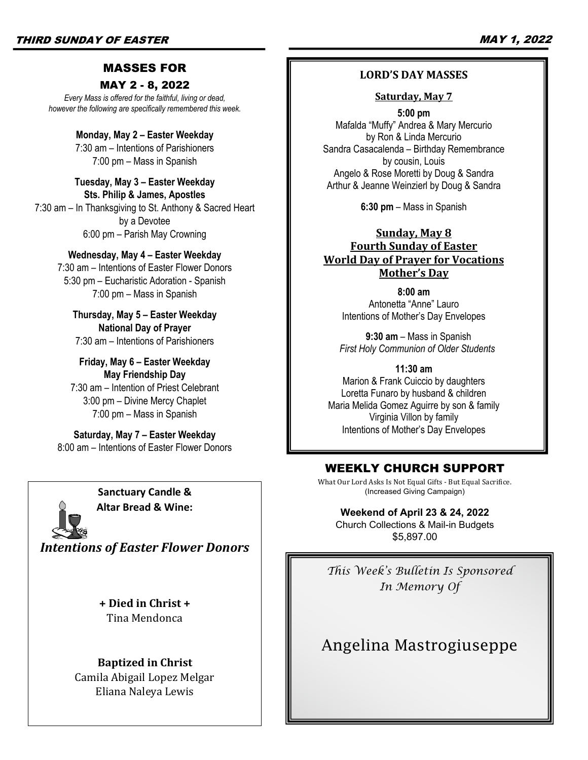## MASSES FOR
## MAY 2 - 8, 2022

*Every Mass is offered for the faithful, living or dead, however the following are specifically remembered this week.*

**Monday, May 2 – Easter Weekday**
7:30 am – Intentions of Parishioners
7:00 pm – Mass in Spanish

**Tuesday, May 3 – Easter Weekday**
**Sts. Philip & James, Apostles**
7:30 am – In Thanksgiving to St. Anthony & Sacred Heart by a Devotee
6:00 pm – Parish May Crowning

**Wednesday, May 4 – Easter Weekday**
7:30 am – Intentions of Easter Flower Donors
5:30 pm – Eucharistic Adoration - Spanish
7:00 pm – Mass in Spanish

**Thursday, May 5 – Easter Weekday**
**National Day of Prayer**
7:30 am – Intentions of Parishioners

**Friday, May 6 – Easter Weekday**
**May Friendship Day**
7:30 am – Intention of Priest Celebrant
3:00 pm – Divine Mercy Chaplet
7:00 pm – Mass in Spanish

**Saturday, May 7 – Easter Weekday**
8:00 am – Intentions of Easter Flower Donors

**Sanctuary Candle & Altar Bread & Wine:**

***Intentions of Easter Flower Donors***

**+ Died in Christ +**
Tina Mendonca

**Baptized in Christ**
Camila Abigail Lopez Melgar
Eliana Naleya Lewis

### LORD'S DAY MASSES

**Saturday, May 7**

**5:00 pm**
Mafalda "Muffy" Andrea & Mary Mercurio by Ron & Linda Mercurio
Sandra Casacalenda – Birthday Remembrance by cousin, Louis
Angelo & Rose Moretti by Doug & Sandra
Arthur & Jeanne Weinzierl by Doug & Sandra

**6:30 pm** – Mass in Spanish

**Sunday, May 8**
**Fourth Sunday of Easter**
**World Day of Prayer for Vocations**
**Mother's Day**

**8:00 am**
Antonetta "Anne" Lauro
Intentions of Mother's Day Envelopes

**9:30 am** – Mass in Spanish
*First Holy Communion of Older Students*

**11:30 am**
Marion & Frank Cuiccio by daughters
Loretta Funaro by husband & children
Maria Melida Gomez Aguirre by son & family
Virginia Villon by family
Intentions of Mother's Day Envelopes

## WEEKLY CHURCH SUPPORT

What Our Lord Asks Is Not Equal Gifts - But Equal Sacrifice.
(Increased Giving Campaign)

**Weekend of April 23 & 24, 2022**
Church Collections & Mail-in Budgets
$5,897.00

*This Week's Bulletin Is Sponsored In Memory Of*

Angelina Mastrogiuseppe